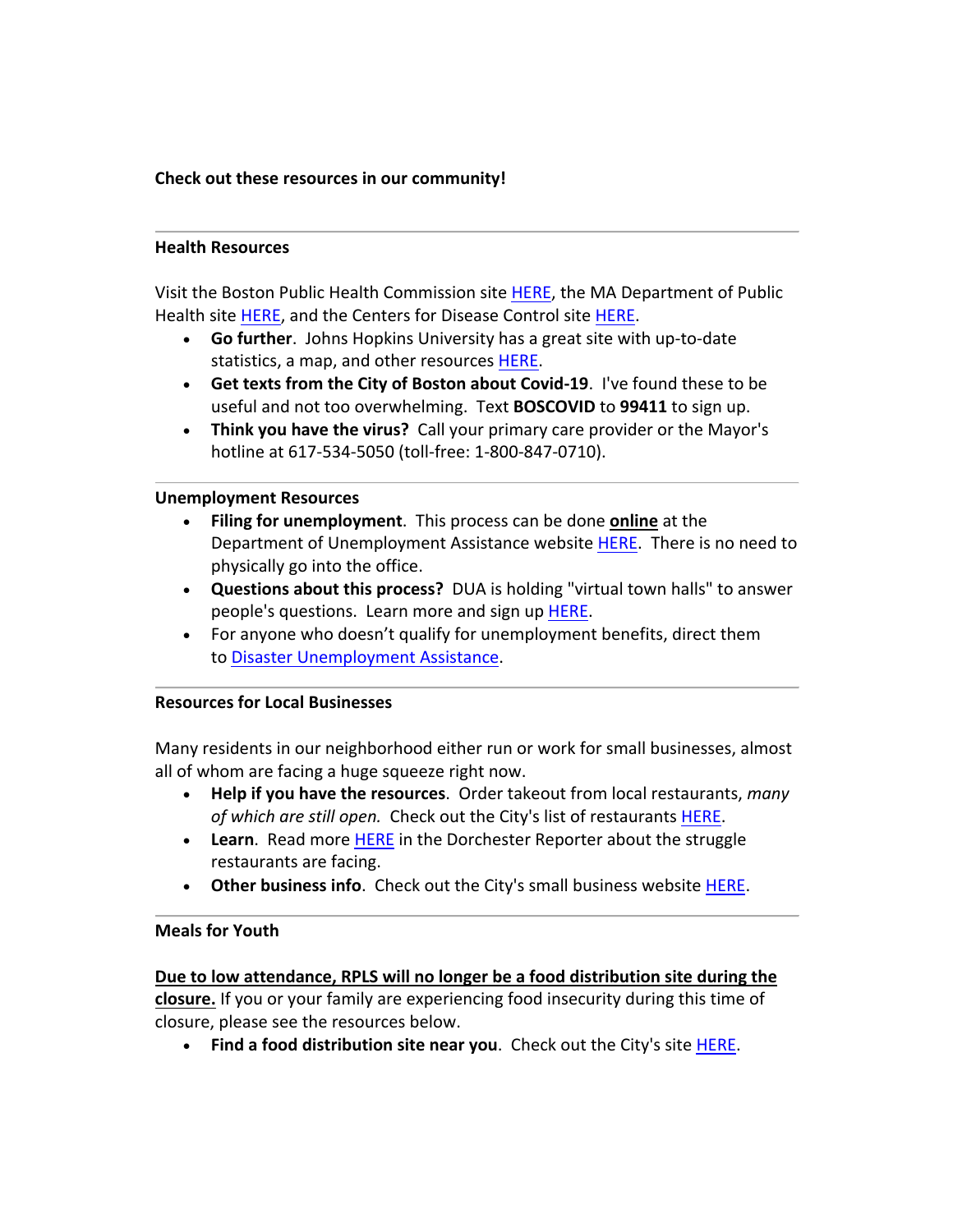**Check out these resources in our community!**

---

**Health Resources**

Visit the Boston Public Health Commission site HERE, the MA Department of Public Health site HERE, and the Centers for Disease Control site HERE.

- **Go further**. Johns Hopkins University has a great site with up-to-date statistics, a map, and other resources HERE.
- **Get texts from the City of Boston about Covid-19**. I've found these to be useful and not too overwhelming. Text **BOSCOVID** to **99411** to sign up.
- **Think you have the virus?** Call your primary care provider or the Mayor's hotline at 617-534-5050 (toll-free: 1-800-847-0710).

---

**Unemployment Resources**

- **Filing for unemployment**. This process can be done **online** at the Department of Unemployment Assistance website HERE. There is no need to physically go into the office.
- **Questions about this process?** DUA is holding "virtual town halls" to answer people's questions. Learn more and sign up HERE.
- For anyone who doesn't qualify for unemployment benefits, direct them to Disaster Unemployment Assistance.

---

**Resources for Local Businesses**

Many residents in our neighborhood either run or work for small businesses, almost all of whom are facing a huge squeeze right now.

- **Help if you have the resources**. Order takeout from local restaurants, *many of which are still open.* Check out the City's list of restaurants HERE.
- **Learn**. Read more HERE in the Dorchester Reporter about the struggle restaurants are facing.
- **Other business info**. Check out the City's small business website HERE.

---

**Meals for Youth**

**Due to low attendance, RPLS will no longer be a food distribution site during the closure.** If you or your family are experiencing food insecurity during this time of closure, please see the resources below.

- **Find a food distribution site near you**. Check out the City's site HERE.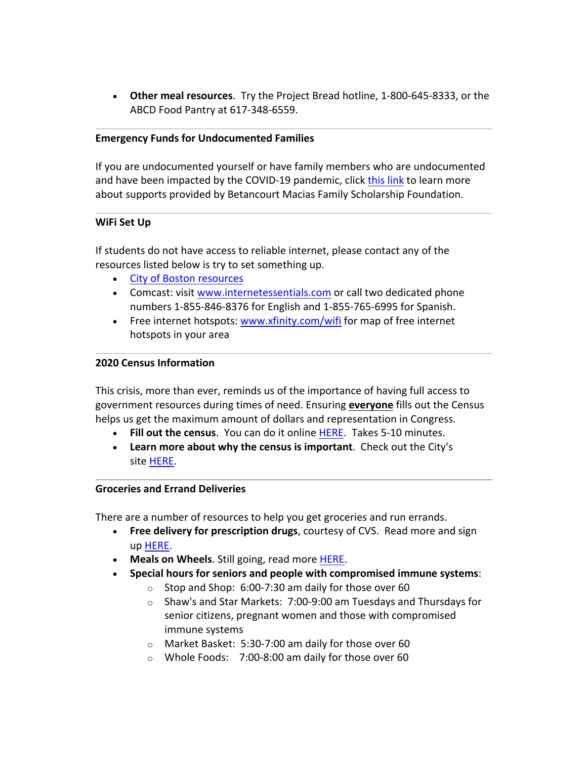- **Other meal resources**. Try the Project Bread hotline, 1-800-645-8333, or the ABCD Food Pantry at 617-348-6559.

---

**Emergency Funds for Undocumented Families**

If you are undocumented yourself or have family members who are undocumented and have been impacted by the COVID-19 pandemic, click this link to learn more about supports provided by Betancourt Macias Family Scholarship Foundation.

---

**WiFi Set Up**

If students do not have access to reliable internet, please contact any of the resources listed below is try to set something up.

- City of Boston resources
- Comcast: visit www.internetessentials.com or call two dedicated phone numbers 1-855-846-8376 for English and 1-855-765-6995 for Spanish.
- Free internet hotspots: www.xfinity.com/wifi for map of free internet hotspots in your area

---

**2020 Census Information**

This crisis, more than ever, reminds us of the importance of having full access to government resources during times of need. Ensuring **everyone** fills out the Census helps us get the maximum amount of dollars and representation in Congress.

- **Fill out the census**. You can do it online HERE. Takes 5-10 minutes.
- **Learn more about why the census is important**. Check out the City's site HERE.

---

**Groceries and Errand Deliveries**

There are a number of resources to help you get groceries and run errands.

- **Free delivery for prescription drugs**, courtesy of CVS. Read more and sign up HERE.
- **Meals on Wheels**. Still going, read more HERE.
- **Special hours for seniors and people with compromised immune systems**:
  - Stop and Shop: 6:00-7:30 am daily for those over 60
  - Shaw's and Star Markets: 7:00-9:00 am Tuesdays and Thursdays for senior citizens, pregnant women and those with compromised immune systems
  - Market Basket: 5:30-7:00 am daily for those over 60
  - Whole Foods: 7:00-8:00 am daily for those over 60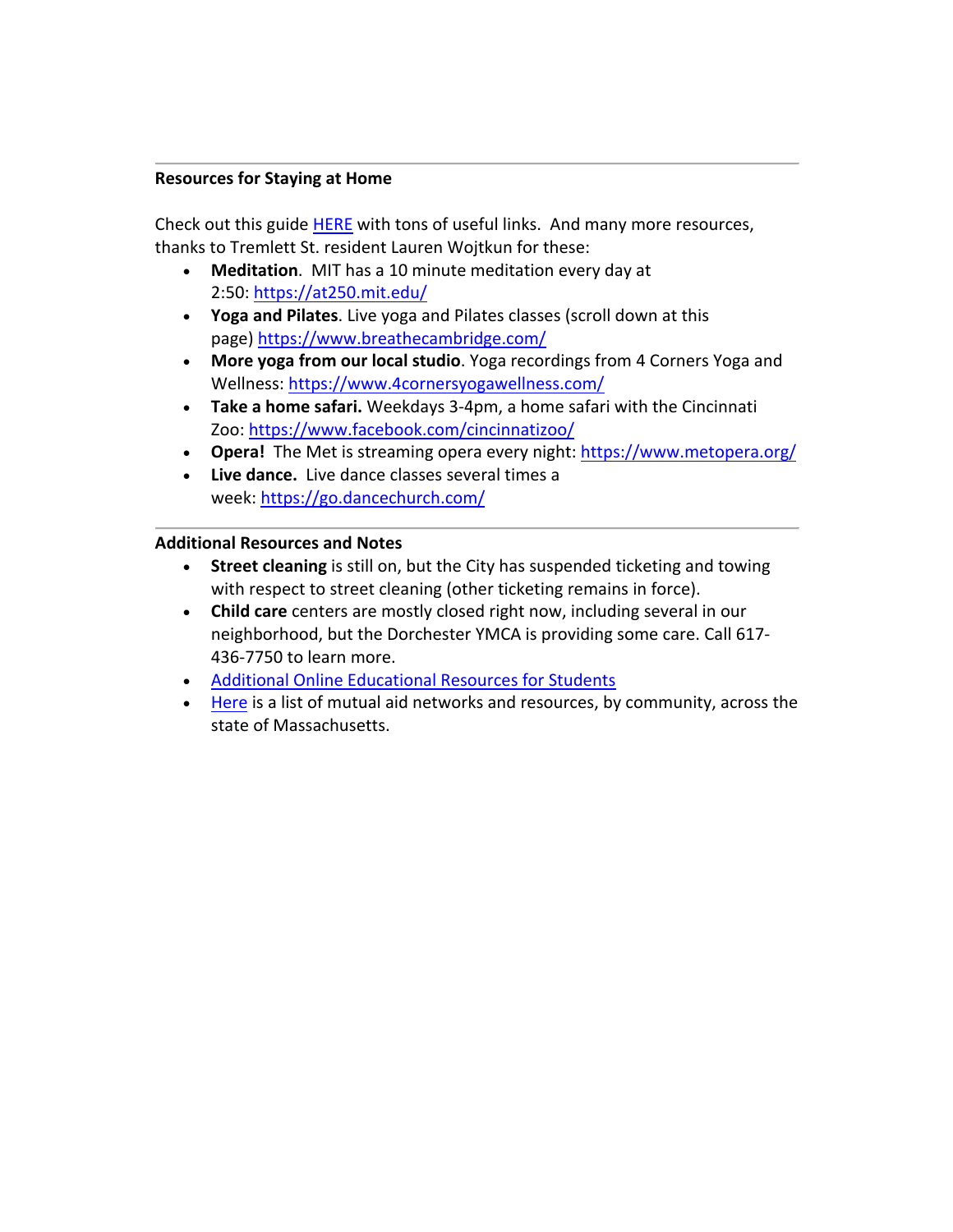---

**Resources for Staying at Home**

Check out this guide HERE with tons of useful links. And many more resources, thanks to Tremlett St. resident Lauren Wojtkun for these:

- **Meditation**. MIT has a 10 minute meditation every day at 2:50: https://at250.mit.edu/
- **Yoga and Pilates**. Live yoga and Pilates classes (scroll down at this page) https://www.breathecambridge.com/
- **More yoga from our local studio**. Yoga recordings from 4 Corners Yoga and Wellness: https://www.4cornersyogawellness.com/
- **Take a home safari.** Weekdays 3-4pm, a home safari with the Cincinnati Zoo: https://www.facebook.com/cincinnatizoo/
- **Opera!** The Met is streaming opera every night: https://www.metopera.org/
- **Live dance.** Live dance classes several times a week: https://go.dancechurch.com/

---

**Additional Resources and Notes**

- **Street cleaning** is still on, but the City has suspended ticketing and towing with respect to street cleaning (other ticketing remains in force).
- **Child care** centers are mostly closed right now, including several in our neighborhood, but the Dorchester YMCA is providing some care. Call 617-436-7750 to learn more.
- Additional Online Educational Resources for Students
- Here is a list of mutual aid networks and resources, by community, across the state of Massachusetts.